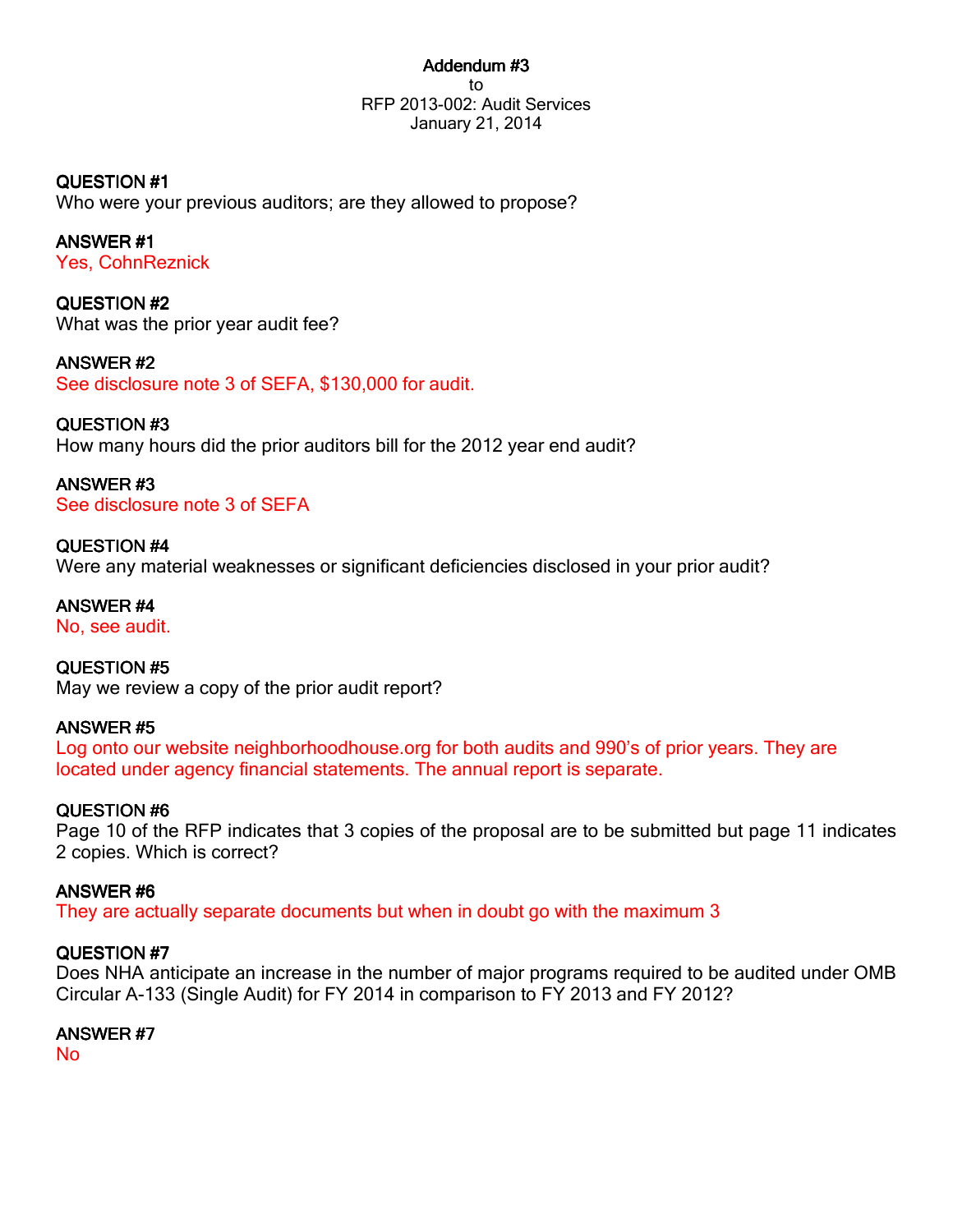**Addendum #3**
to
RFP 2013-002: Audit Services
January 21, 2014

**QUESTION #1**
Who were your previous auditors; are they allowed to propose?

**ANSWER #1**
Yes, CohnReznick

**QUESTION #2**
What was the prior year audit fee?

**ANSWER #2**
See disclosure note 3 of SEFA, $130,000 for audit.

**QUESTION #3**
How many hours did the prior auditors bill for the 2012 year end audit?

**ANSWER #3**
See disclosure note 3 of SEFA

**QUESTION #4**
Were any material weaknesses or significant deficiencies disclosed in your prior audit?

**ANSWER #4**
No, see audit.

**QUESTION #5**
May we review a copy of the prior audit report?

**ANSWER #5**
Log onto our website neighborhoodhouse.org for both audits and 990's of prior years. They are located under agency financial statements. The annual report is separate.

**QUESTION #6**
Page 10 of the RFP indicates that 3 copies of the proposal are to be submitted but page 11 indicates 2 copies. Which is correct?

**ANSWER #6**
They are actually separate documents but when in doubt go with the maximum 3

**QUESTION #7**
Does NHA anticipate an increase in the number of major programs required to be audited under OMB Circular A-133 (Single Audit) for FY 2014 in comparison to FY 2013 and FY 2012?

**ANSWER #7**
No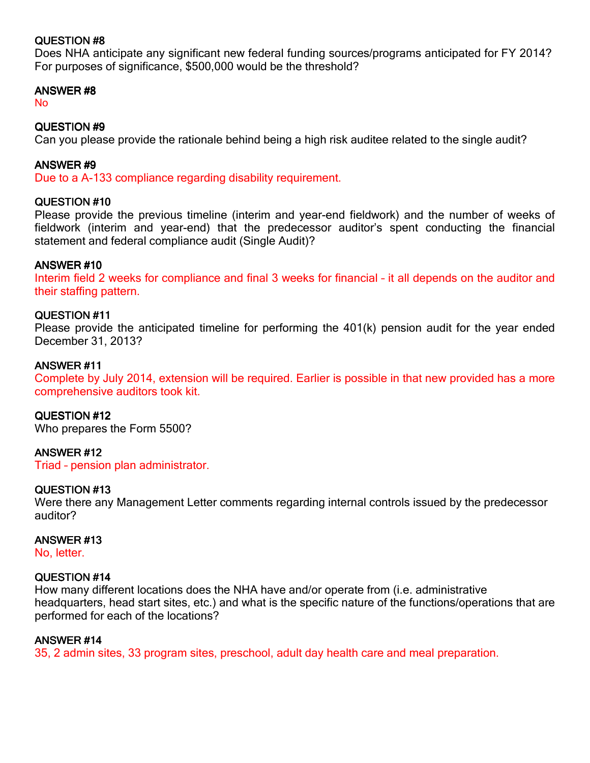**QUESTION #8**
Does NHA anticipate any significant new federal funding sources/programs anticipated for FY 2014? For purposes of significance, $500,000 would be the threshold?

**ANSWER #8**
No

**QUESTION #9**
Can you please provide the rationale behind being a high risk auditee related to the single audit?

**ANSWER #9**
Due to a A-133 compliance regarding disability requirement.

**QUESTION #10**
Please provide the previous timeline (interim and year-end fieldwork) and the number of weeks of fieldwork (interim and year-end) that the predecessor auditor's spent conducting the financial statement and federal compliance audit (Single Audit)?

**ANSWER #10**
Interim field 2 weeks for compliance and final 3 weeks for financial – it all depends on the auditor and their staffing pattern.

**QUESTION #11**
Please provide the anticipated timeline for performing the 401(k) pension audit for the year ended December 31, 2013?

**ANSWER #11**
Complete by July 2014, extension will be required. Earlier is possible in that new provided has a more comprehensive auditors took kit.

**QUESTION #12**
Who prepares the Form 5500?

**ANSWER #12**
Triad – pension plan administrator.

**QUESTION #13**
Were there any Management Letter comments regarding internal controls issued by the predecessor auditor?

**ANSWER #13**
No, letter.

**QUESTION #14**
How many different locations does the NHA have and/or operate from (i.e. administrative headquarters, head start sites, etc.) and what is the specific nature of the functions/operations that are performed for each of the locations?

**ANSWER #14**
35, 2 admin sites, 33 program sites, preschool, adult day health care and meal preparation.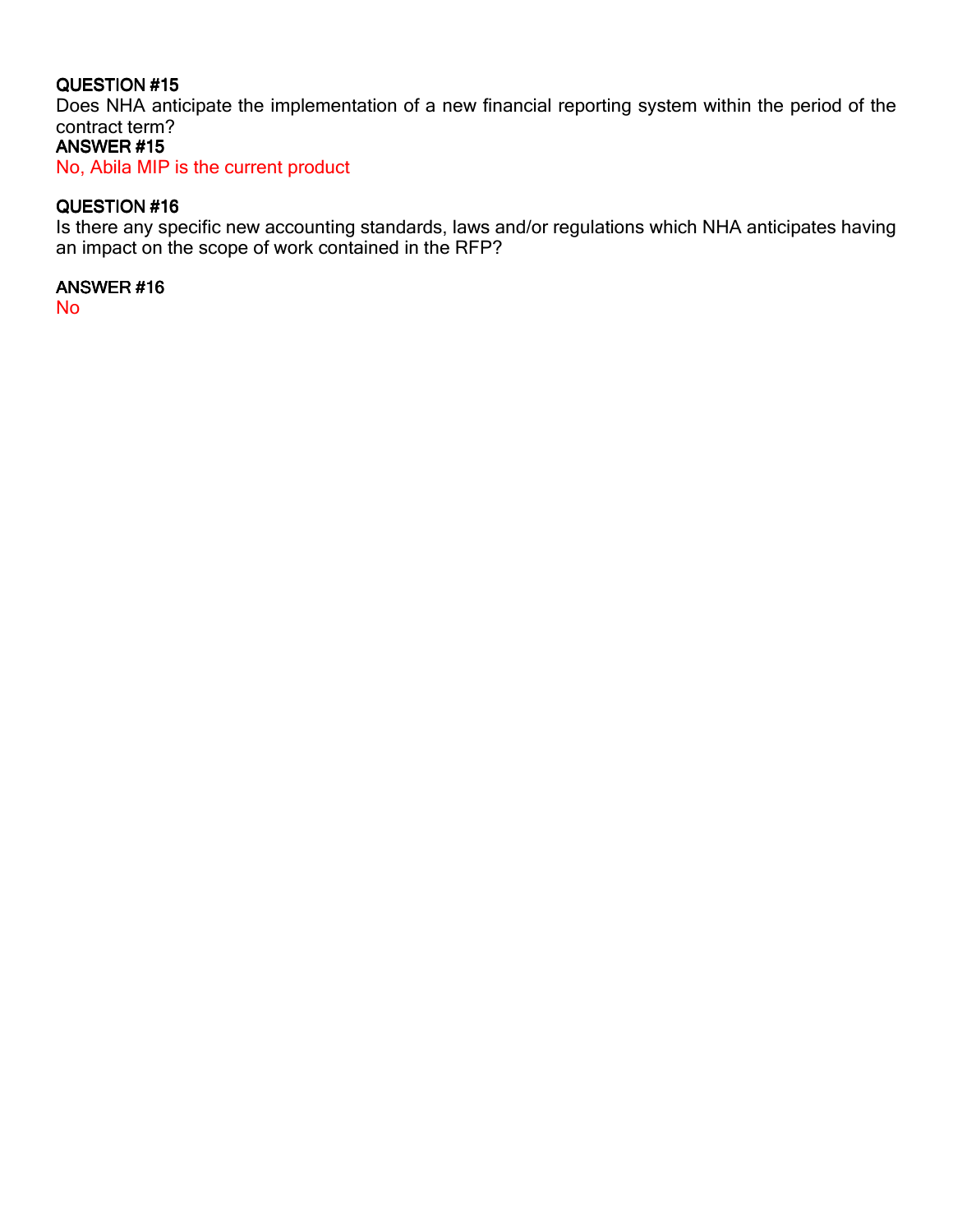**QUESTION #15**
Does NHA anticipate the implementation of a new financial reporting system within the period of the contract term?
**ANSWER #15**
No, Abila MIP is the current product

**QUESTION #16**
Is there any specific new accounting standards, laws and/or regulations which NHA anticipates having an impact on the scope of work contained in the RFP?

**ANSWER #16**
No